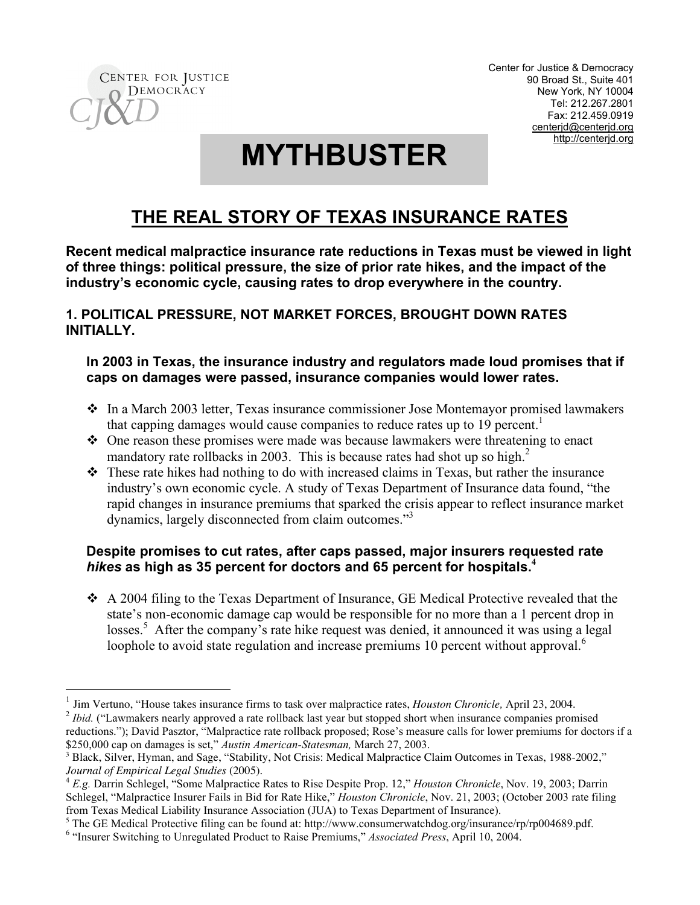Center for Justice & Democracy
90 Broad St., Suite 401
New York, NY 10004
Tel: 212.267.2801
Fax: 212.459.0919
centerjd@centerjd.org
http://centerjd.org

# MYTHBUSTER

## THE REAL STORY OF TEXAS INSURANCE RATES

**Recent medical malpractice insurance rate reductions in Texas must be viewed in light of three things: political pressure, the size of prior rate hikes, and the impact of the industry's economic cycle, causing rates to drop everywhere in the country.**

### 1. POLITICAL PRESSURE, NOT MARKET FORCES, BROUGHT DOWN RATES INITIALLY.

**In 2003 in Texas, the insurance industry and regulators made loud promises that if caps on damages were passed, insurance companies would lower rates.**

- In a March 2003 letter, Texas insurance commissioner Jose Montemayor promised lawmakers that capping damages would cause companies to reduce rates up to 19 percent.[1]
- One reason these promises were made was because lawmakers were threatening to enact mandatory rate rollbacks in 2003. This is because rates had shot up so high.[2]
- These rate hikes had nothing to do with increased claims in Texas, but rather the insurance industry's own economic cycle. A study of Texas Department of Insurance data found, "the rapid changes in insurance premiums that sparked the crisis appear to reflect insurance market dynamics, largely disconnected from claim outcomes."[3]

**Despite promises to cut rates, after caps passed, major insurers requested rate *hikes* as high as 35 percent for doctors and 65 percent for hospitals.[4]**

- A 2004 filing to the Texas Department of Insurance, GE Medical Protective revealed that the state's non-economic damage cap would be responsible for no more than a 1 percent drop in losses.[5] After the company's rate hike request was denied, it announced it was using a legal loophole to avoid state regulation and increase premiums 10 percent without approval.[6]

---

[1] Jim Vertuno, "House takes insurance firms to task over malpractice rates, *Houston Chronicle,* April 23, 2004.

[2] *Ibid.* ("Lawmakers nearly approved a rate rollback last year but stopped short when insurance companies promised reductions."); David Pasztor, "Malpractice rate rollback proposed; Rose's measure calls for lower premiums for doctors if a $250,000 cap on damages is set," *Austin American-Statesman,* March 27, 2003.

[3] Black, Silver, Hyman, and Sage, "Stability, Not Crisis: Medical Malpractice Claim Outcomes in Texas, 1988-2002," *Journal of Empirical Legal Studies* (2005).

[4] *E.g.* Darrin Schlegel, "Some Malpractice Rates to Rise Despite Prop. 12," *Houston Chronicle*, Nov. 19, 2003; Darrin Schlegel, "Malpractice Insurer Fails in Bid for Rate Hike," *Houston Chronicle*, Nov. 21, 2003; (October 2003 rate filing from Texas Medical Liability Insurance Association (JUA) to Texas Department of Insurance).

[5] The GE Medical Protective filing can be found at: http://www.consumerwatchdog.org/insurance/rp/rp004689.pdf.

[6] "Insurer Switching to Unregulated Product to Raise Premiums," *Associated Press*, April 10, 2004.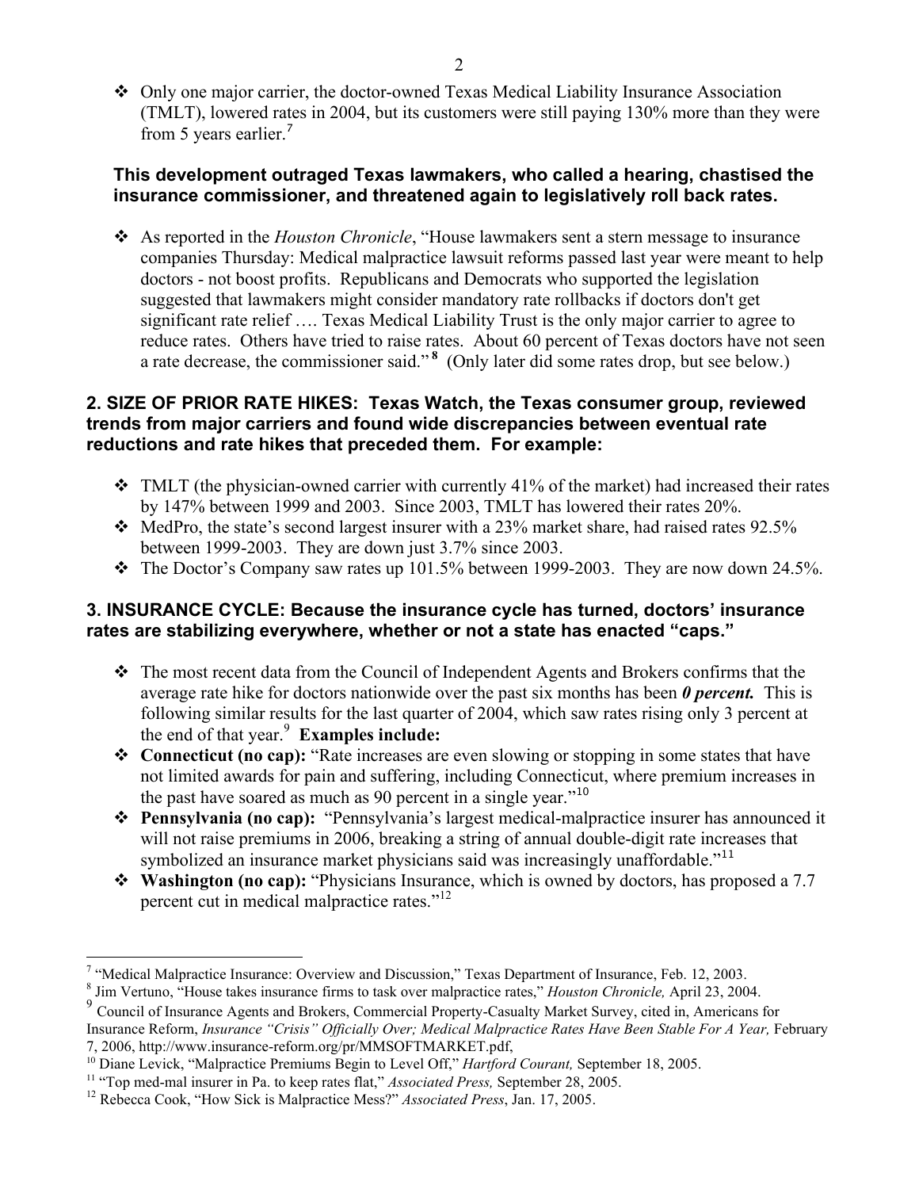- Only one major carrier, the doctor-owned Texas Medical Liability Insurance Association (TMLT), lowered rates in 2004, but its customers were still paying 130% more than they were from 5 years earlier.[7]

**This development outraged Texas lawmakers, who called a hearing, chastised the insurance commissioner, and threatened again to legislatively roll back rates.**

- As reported in the *Houston Chronicle*, "House lawmakers sent a stern message to insurance companies Thursday: Medical malpractice lawsuit reforms passed last year were meant to help doctors - not boost profits. Republicans and Democrats who supported the legislation suggested that lawmakers might consider mandatory rate rollbacks if doctors don't get significant rate relief …. Texas Medical Liability Trust is the only major carrier to agree to reduce rates. Others have tried to raise rates. About 60 percent of Texas doctors have not seen a rate decrease, the commissioner said."[8] (Only later did some rates drop, but see below.)

**2. SIZE OF PRIOR RATE HIKES: Texas Watch, the Texas consumer group, reviewed trends from major carriers and found wide discrepancies between eventual rate reductions and rate hikes that preceded them. For example:**

- TMLT (the physician-owned carrier with currently 41% of the market) had increased their rates by 147% between 1999 and 2003. Since 2003, TMLT has lowered their rates 20%.
- MedPro, the state's second largest insurer with a 23% market share, had raised rates 92.5% between 1999-2003. They are down just 3.7% since 2003.
- The Doctor's Company saw rates up 101.5% between 1999-2003. They are now down 24.5%.

**3. INSURANCE CYCLE: Because the insurance cycle has turned, doctors' insurance rates are stabilizing everywhere, whether or not a state has enacted "caps."**

- The most recent data from the Council of Independent Agents and Brokers confirms that the average rate hike for doctors nationwide over the past six months has been ***0 percent.*** This is following similar results for the last quarter of 2004, which saw rates rising only 3 percent at the end of that year.[9] **Examples include:**
- **Connecticut (no cap):** "Rate increases are even slowing or stopping in some states that have not limited awards for pain and suffering, including Connecticut, where premium increases in the past have soared as much as 90 percent in a single year."[10]
- **Pennsylvania (no cap):** "Pennsylvania's largest medical-malpractice insurer has announced it will not raise premiums in 2006, breaking a string of annual double-digit rate increases that symbolized an insurance market physicians said was increasingly unaffordable."[11]
- **Washington (no cap):** "Physicians Insurance, which is owned by doctors, has proposed a 7.7 percent cut in medical malpractice rates."[12]

---

[7] "Medical Malpractice Insurance: Overview and Discussion," Texas Department of Insurance, Feb. 12, 2003.

[8] Jim Vertuno, "House takes insurance firms to task over malpractice rates," *Houston Chronicle,* April 23, 2004.

[9] Council of Insurance Agents and Brokers, Commercial Property-Casualty Market Survey, cited in, Americans for Insurance Reform, *Insurance "Crisis" Officially Over; Medical Malpractice Rates Have Been Stable For A Year,* February 7, 2006, http://www.insurance-reform.org/pr/MMSOFTMARKET.pdf,

[10] Diane Levick, "Malpractice Premiums Begin to Level Off," *Hartford Courant,* September 18, 2005.

[11] "Top med-mal insurer in Pa. to keep rates flat," *Associated Press,* September 28, 2005.

[12] Rebecca Cook, "How Sick is Malpractice Mess?" *Associated Press*, Jan. 17, 2005.